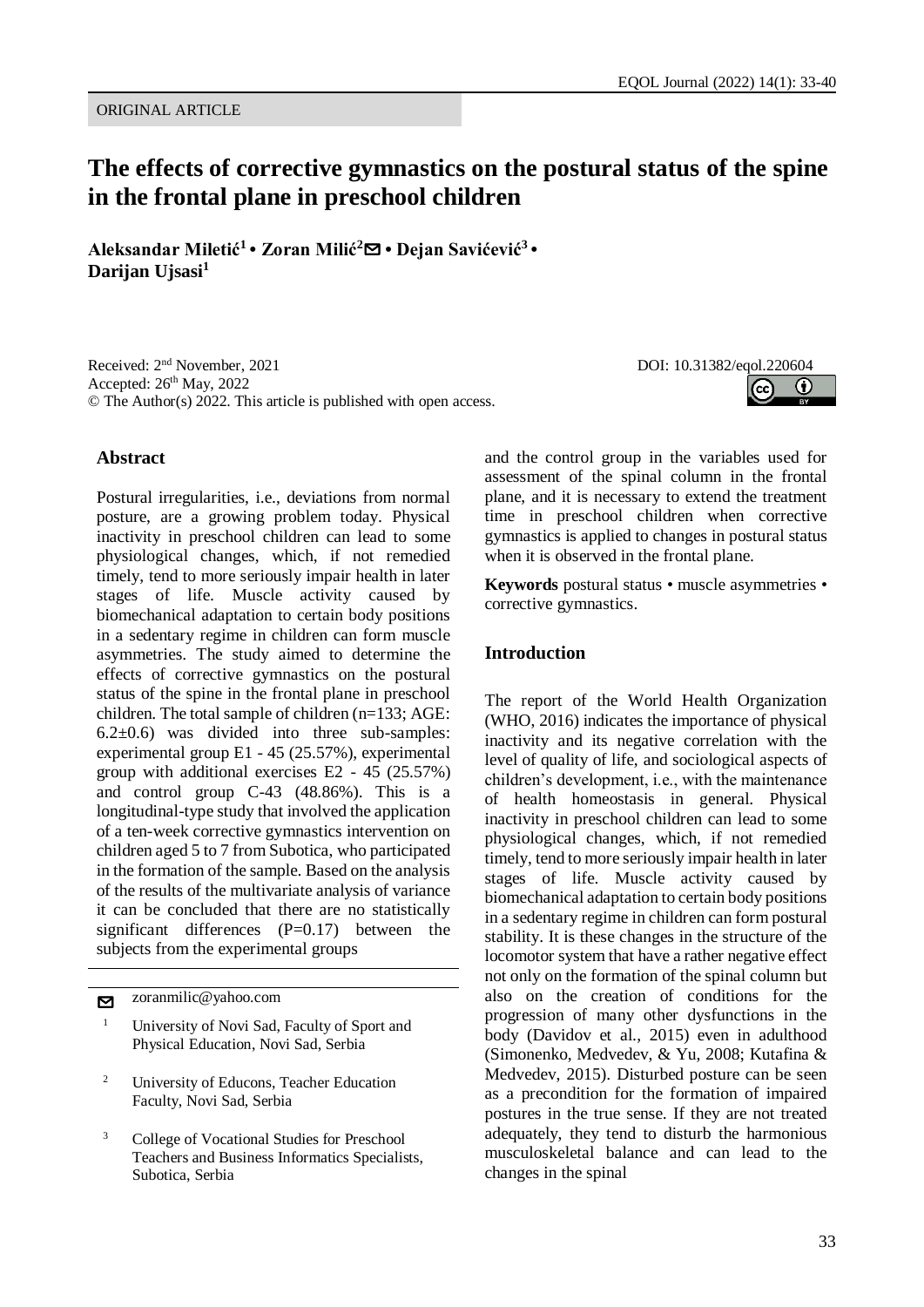ORIGINAL ARTICLE

# The effects of corrective gymnastics on the postural status of the spine in the frontal plane in preschool children

**Aleksandar Miletić[1] • Zoran Milić[2] • Dejan Savićević[3] • Darijan Ujsasi[1]**

Received: 2nd November, 2021
Accepted: 26th May, 2022
© The Author(s) 2022. This article is published with open access.

DOI: 10.31382/eqol.220604

## Abstract

Postural irregularities, i.e., deviations from normal posture, are a growing problem today. Physical inactivity in preschool children can lead to some physiological changes, which, if not remedied timely, tend to more seriously impair health in later stages of life. Muscle activity caused by biomechanical adaptation to certain body positions in a sedentary regime in children can form muscle asymmetries. The study aimed to determine the effects of corrective gymnastics on the postural status of the spine in the frontal plane in preschool children. The total sample of children (n=133; AGE: 6.2±0.6) was divided into three sub-samples: experimental group E1 - 45 (25.57%), experimental group with additional exercises E2 - 45 (25.57%) and control group C-43 (48.86%). This is a longitudinal-type study that involved the application of a ten-week corrective gymnastics intervention on children aged 5 to 7 from Subotica, who participated in the formation of the sample. Based on the analysis of the results of the multivariate analysis of variance it can be concluded that there are no statistically significant differences (P=0.17) between the subjects from the experimental groups and the control group in the variables used for assessment of the spinal column in the frontal plane, and it is necessary to extend the treatment time in preschool children when corrective gymnastics is applied to changes in postural status when it is observed in the frontal plane.

**Keywords** postural status • muscle asymmetries • corrective gymnastics.

zoranmilic@yahoo.com

[1] University of Novi Sad, Faculty of Sport and Physical Education, Novi Sad, Serbia

[2] University of Educons, Teacher Education Faculty, Novi Sad, Serbia

[3] College of Vocational Studies for Preschool Teachers and Business Informatics Specialists, Subotica, Serbia

## Introduction

The report of the World Health Organization (WHO, 2016) indicates the importance of physical inactivity and its negative correlation with the level of quality of life, and sociological aspects of children's development, i.e., with the maintenance of health homeostasis in general. Physical inactivity in preschool children can lead to some physiological changes, which, if not remedied timely, tend to more seriously impair health in later stages of life. Muscle activity caused by biomechanical adaptation to certain body positions in a sedentary regime in children can form postural stability. It is these changes in the structure of the locomotor system that have a rather negative effect not only on the formation of the spinal column but also on the creation of conditions for the progression of many other dysfunctions in the body (Davidov et al., 2015) even in adulthood (Simonenko, Medvedev, & Yu, 2008; Kutafina & Medvedev, 2015). Disturbed posture can be seen as a precondition for the formation of impaired postures in the true sense. If they are not treated adequately, they tend to disturb the harmonious musculoskeletal balance and can lead to the changes in the spinal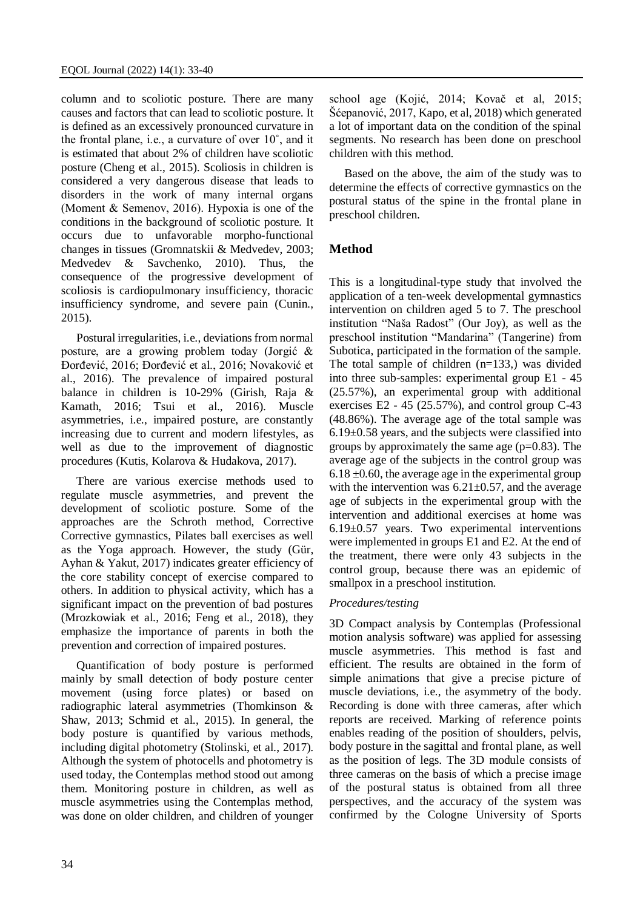column and to scoliotic posture. There are many causes and factors that can lead to scoliotic posture. It is defined as an excessively pronounced curvature in the frontal plane, i.e., a curvature of over 10˚, and it is estimated that about 2% of children have scoliotic posture (Cheng et al., 2015). Scoliosis in children is considered a very dangerous disease that leads to disorders in the work of many internal organs (Moment & Semenov, 2016). Hypoxia is one of the conditions in the background of scoliotic posture. It occurs due to unfavorable morpho-functional changes in tissues (Gromnatskii & Medvedev, 2003; Medvedev & Savchenko, 2010). Thus, the consequence of the progressive development of scoliosis is cardiopulmonary insufficiency, thoracic insufficiency syndrome, and severe pain (Cunin., 2015).

Postural irregularities, i.e., deviations from normal posture, are a growing problem today (Jorgić & Đorđević, 2016; Đorđević et al., 2016; Novaković et al., 2016). The prevalence of impaired postural balance in children is 10-29% (Girish, Raja & Kamath, 2016; Tsui et al., 2016). Muscle asymmetries, i.e., impaired posture, are constantly increasing due to current and modern lifestyles, as well as due to the improvement of diagnostic procedures (Kutis, Kolarova & Hudakova, 2017).

There are various exercise methods used to regulate muscle asymmetries, and prevent the development of scoliotic posture. Some of the approaches are the Schroth method, Corrective Corrective gymnastics, Pilates ball exercises as well as the Yoga approach. However, the study (Gür, Ayhan & Yakut, 2017) indicates greater efficiency of the core stability concept of exercise compared to others. In addition to physical activity, which has a significant impact on the prevention of bad postures (Mrozkowiak et al., 2016; Feng et al., 2018), they emphasize the importance of parents in both the prevention and correction of impaired postures.

Quantification of body posture is performed mainly by small detection of body posture center movement (using force plates) or based on radiographic lateral asymmetries (Thomkinson & Shaw, 2013; Schmid et al., 2015). In general, the body posture is quantified by various methods, including digital photometry (Stolinski, et al., 2017). Although the system of photocells and photometry is used today, the Contemplas method stood out among them. Monitoring posture in children, as well as muscle asymmetries using the Contemplas method, was done on older children, and children of younger school age (Kojić, 2014; Kovač et al, 2015; Šćepanović, 2017, Kapo, et al, 2018) which generated a lot of important data on the condition of the spinal segments. No research has been done on preschool children with this method.

Based on the above, the aim of the study was to determine the effects of corrective gymnastics on the postural status of the spine in the frontal plane in preschool children.

## Method

This is a longitudinal-type study that involved the application of a ten-week developmental gymnastics intervention on children aged 5 to 7. The preschool institution "Naša Radost" (Our Joy), as well as the preschool institution "Mandarina" (Tangerine) from Subotica, participated in the formation of the sample. The total sample of children (n=133,) was divided into three sub-samples: experimental group E1 - 45 (25.57%), an experimental group with additional exercises E2 - 45 (25.57%), and control group C-43 (48.86%). The average age of the total sample was 6.19±0.58 years, and the subjects were classified into groups by approximately the same age (p=0.83). The average age of the subjects in the control group was 6.18 ±0.60, the average age in the experimental group with the intervention was 6.21±0.57, and the average age of subjects in the experimental group with the intervention and additional exercises at home was 6.19±0.57 years. Two experimental interventions were implemented in groups E1 and E2. At the end of the treatment, there were only 43 subjects in the control group, because there was an epidemic of smallpox in a preschool institution.

### *Procedures/testing*

3D Compact analysis by Contemplas (Professional motion analysis software) was applied for assessing muscle asymmetries. This method is fast and efficient. The results are obtained in the form of simple animations that give a precise picture of muscle deviations, i.e., the asymmetry of the body. Recording is done with three cameras, after which reports are received. Marking of reference points enables reading of the position of shoulders, pelvis, body posture in the sagittal and frontal plane, as well as the position of legs. The 3D module consists of three cameras on the basis of which a precise image of the postural status is obtained from all three perspectives, and the accuracy of the system was confirmed by the Cologne University of Sports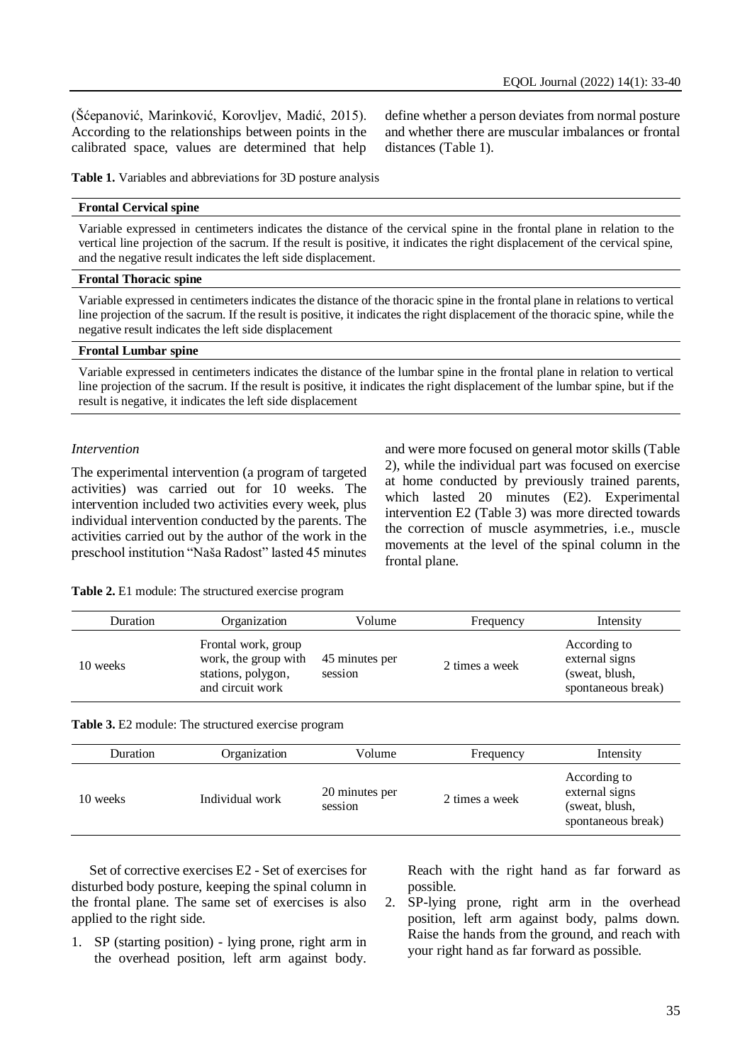(Šćepanović, Marinković, Korovljev, Madić, 2015). According to the relationships between points in the calibrated space, values are determined that help define whether a person deviates from normal posture and whether there are muscular imbalances or frontal distances (Table 1).

**Table 1.** Variables and abbreviations for 3D posture analysis

| **Frontal Cervical spine** |
|---|
| Variable expressed in centimeters indicates the distance of the cervical spine in the frontal plane in relation to the vertical line projection of the sacrum. If the result is positive, it indicates the right displacement of the cervical spine, and the negative result indicates the left side displacement. |
| **Frontal Thoracic spine** |
| Variable expressed in centimeters indicates the distance of the thoracic spine in the frontal plane in relations to vertical line projection of the sacrum. If the result is positive, it indicates the right displacement of the thoracic spine, while the negative result indicates the left side displacement |
| **Frontal Lumbar spine** |
| Variable expressed in centimeters indicates the distance of the lumbar spine in the frontal plane in relation to vertical line projection of the sacrum. If the result is positive, it indicates the right displacement of the lumbar spine, but if the result is negative, it indicates the left side displacement |

*Intervention*

The experimental intervention (a program of targeted activities) was carried out for 10 weeks. The intervention included two activities every week, plus individual intervention conducted by the parents. The activities carried out by the author of the work in the preschool institution "Naša Radost" lasted 45 minutes and were more focused on general motor skills (Table 2), while the individual part was focused on exercise at home conducted by previously trained parents, which lasted 20 minutes (E2). Experimental intervention E2 (Table 3) was more directed towards the correction of muscle asymmetries, i.e., muscle movements at the level of the spinal column in the frontal plane.

**Table 2.** E1 module: The structured exercise program

| Duration | Organization | Volume | Frequency | Intensity |
|---|---|---|---|---|
| 10 weeks | Frontal work, group work, the group with stations, polygon, and circuit work | 45 minutes per session | 2 times a week | According to external signs (sweat, blush, spontaneous break) |

**Table 3.** E2 module: The structured exercise program

| Duration | Organization | Volume | Frequency | Intensity |
|---|---|---|---|---|
| 10 weeks | Individual work | 20 minutes per session | 2 times a week | According to external signs (sweat, blush, spontaneous break) |

Set of corrective exercises E2 - Set of exercises for disturbed body posture, keeping the spinal column in the frontal plane. The same set of exercises is also applied to the right side.

1. SP (starting position) - lying prone, right arm in the overhead position, left arm against body. Reach with the right hand as far forward as possible.
2. SP-lying prone, right arm in the overhead position, left arm against body, palms down. Raise the hands from the ground, and reach with your right hand as far forward as possible.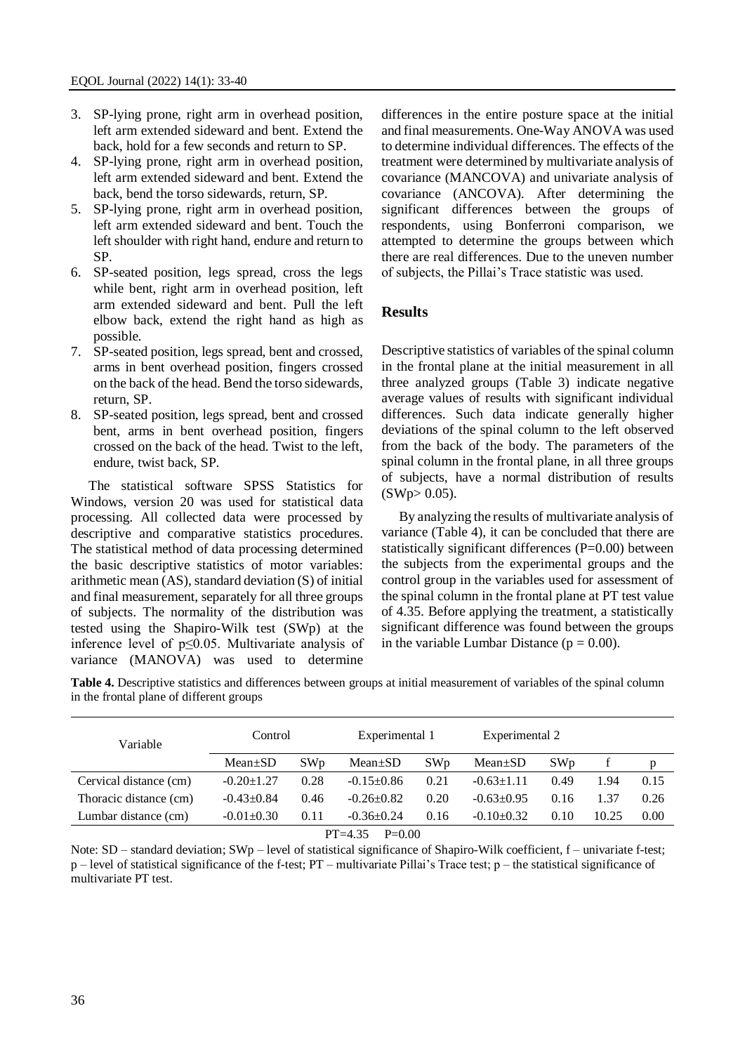3. SP-lying prone, right arm in overhead position, left arm extended sideward and bent. Extend the back, hold for a few seconds and return to SP.
4. SP-lying prone, right arm in overhead position, left arm extended sideward and bent. Extend the back, bend the torso sidewards, return, SP.
5. SP-lying prone, right arm in overhead position, left arm extended sideward and bent. Touch the left shoulder with right hand, endure and return to SP.
6. SP-seated position, legs spread, cross the legs while bent, right arm in overhead position, left arm extended sideward and bent. Pull the left elbow back, extend the right hand as high as possible.
7. SP-seated position, legs spread, bent and crossed, arms in bent overhead position, fingers crossed on the back of the head. Bend the torso sidewards, return, SP.
8. SP-seated position, legs spread, bent and crossed bent, arms in bent overhead position, fingers crossed on the back of the head. Twist to the left, endure, twist back, SP.

The statistical software SPSS Statistics for Windows, version 20 was used for statistical data processing. All collected data were processed by descriptive and comparative statistics procedures. The statistical method of data processing determined the basic descriptive statistics of motor variables: arithmetic mean (AS), standard deviation (S) of initial and final measurement, separately for all three groups of subjects. The normality of the distribution was tested using the Shapiro-Wilk test (SWp) at the inference level of $p \leq 0.05$. Multivariate analysis of variance (MANOVA) was used to determine differences in the entire posture space at the initial and final measurements. One-Way ANOVA was used to determine individual differences. The effects of the treatment were determined by multivariate analysis of covariance (MANCOVA) and univariate analysis of covariance (ANCOVA). After determining the significant differences between the groups of respondents, using Bonferroni comparison, we attempted to determine the groups between which there are real differences. Due to the uneven number of subjects, the Pillai's Trace statistic was used.

## Results

Descriptive statistics of variables of the spinal column in the frontal plane at the initial measurement in all three analyzed groups (Table 3) indicate negative average values of results with significant individual differences. Such data indicate generally higher deviations of the spinal column to the left observed from the back of the body. The parameters of the spinal column in the frontal plane, in all three groups of subjects, have a normal distribution of results (SWp> 0.05).

By analyzing the results of multivariate analysis of variance (Table 4), it can be concluded that there are statistically significant differences (P=0.00) between the subjects from the experimental groups and the control group in the variables used for assessment of the spinal column in the frontal plane at PT test value of 4.35. Before applying the treatment, a statistically significant difference was found between the groups in the variable Lumbar Distance (p = 0.00).

**Table 4.** Descriptive statistics and differences between groups at initial measurement of variables of the spinal column in the frontal plane of different groups

| Variable | Control | | Experimental 1 | | Experimental 2 | | | |
|---|---|---|---|---|---|---|---|---|
| | Mean±SD | SWp | Mean±SD | SWp | Mean±SD | SWp | f | p |
| Cervical distance (cm) | -0.20±1.27 | 0.28 | -0.15±0.86 | 0.21 | -0.63±1.11 | 0.49 | 1.94 | 0.15 |
| Thoracic distance (cm) | -0.43±0.84 | 0.46 | -0.26±0.82 | 0.20 | -0.63±0.95 | 0.16 | 1.37 | 0.26 |
| Lumbar distance (cm) | -0.01±0.30 | 0.11 | -0.36±0.24 | 0.16 | -0.10±0.32 | 0.10 | 10.25 | 0.00 |
| PT=4.35 P=0.00 | | | | | | | | |

Note: SD – standard deviation; SWp – level of statistical significance of Shapiro-Wilk coefficient, f – univariate f-test; p – level of statistical significance of the f-test; PT – multivariate Pillai's Trace test; p – the statistical significance of multivariate PT test.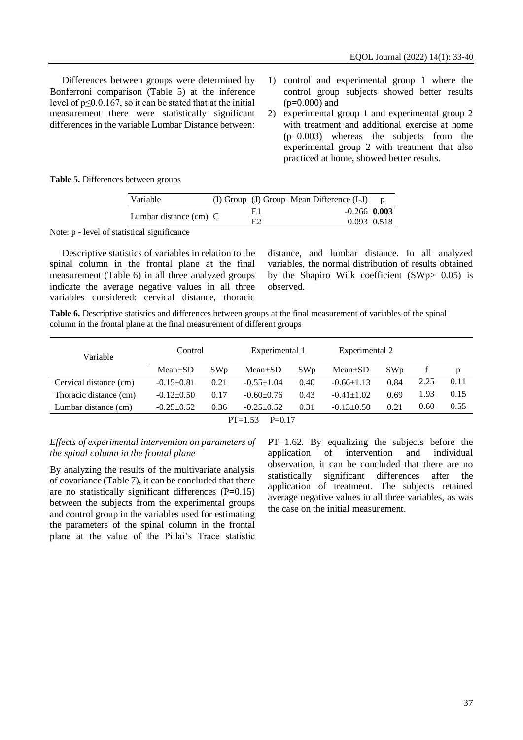Differences between groups were determined by Bonferroni comparison (Table 5) at the inference level of $p \leq 0.0.167$, so it can be stated that at the initial measurement there were statistically significant differences in the variable Lumbar Distance between:

1) control and experimental group 1 where the control group subjects showed better results ($p=0.000$) and
2) experimental group 1 and experimental group 2 with treatment and additional exercise at home ($p=0.003$) whereas the subjects from the experimental group 2 with treatment that also practiced at home, showed better results.

**Table 5.** Differences between groups

| Variable | (I) Group | (J) Group | Mean Difference (I-J) | p |
|---|---|---|---|---|
| Lumbar distance (cm) | C | E1 | -0.266 | **0.003** |
| | | E2 | 0.093 | 0.518 |

Note: p - level of statistical significance

Descriptive statistics of variables in relation to the spinal column in the frontal plane at the final measurement (Table 6) in all three analyzed groups indicate the average negative values in all three variables considered: cervical distance, thoracic distance, and lumbar distance. In all analyzed variables, the normal distribution of results obtained by the Shapiro Wilk coefficient (SWp> 0.05) is observed.

**Table 6.** Descriptive statistics and differences between groups at the final measurement of variables of the spinal column in the frontal plane at the final measurement of different groups

| Variable | Control | | Experimental 1 | | Experimental 2 | | | |
|---|---|---|---|---|---|---|---|---|
| | Mean±SD | SWp | Mean±SD | SWp | Mean±SD | SWp | f | p |
| Cervical distance (cm) | -0.15±0.81 | 0.21 | -0.55±1.04 | 0.40 | -0.66±1.13 | 0.84 | 2.25 | 0.11 |
| Thoracic distance (cm) | -0.12±0.50 | 0.17 | -0.60±0.76 | 0.43 | -0.41±1.02 | 0.69 | 1.93 | 0.15 |
| Lumbar distance (cm) | -0.25±0.52 | 0.36 | -0.25±0.52 | 0.31 | -0.13±0.50 | 0.21 | 0.60 | 0.55 |
| PT=1.53 P=0.17 | | | | | | | | |

*Effects of experimental intervention on parameters of the spinal column in the frontal plane*

By analyzing the results of the multivariate analysis of covariance (Table 7), it can be concluded that there are no statistically significant differences ($P=0.15$) between the subjects from the experimental groups and control group in the variables used for estimating the parameters of the spinal column in the frontal plane at the value of the Pillai's Trace statistic PT=1.62. By equalizing the subjects before the application of intervention and individual observation, it can be concluded that there are no statistically significant differences after the application of treatment. The subjects retained average negative values in all three variables, as was the case on the initial measurement.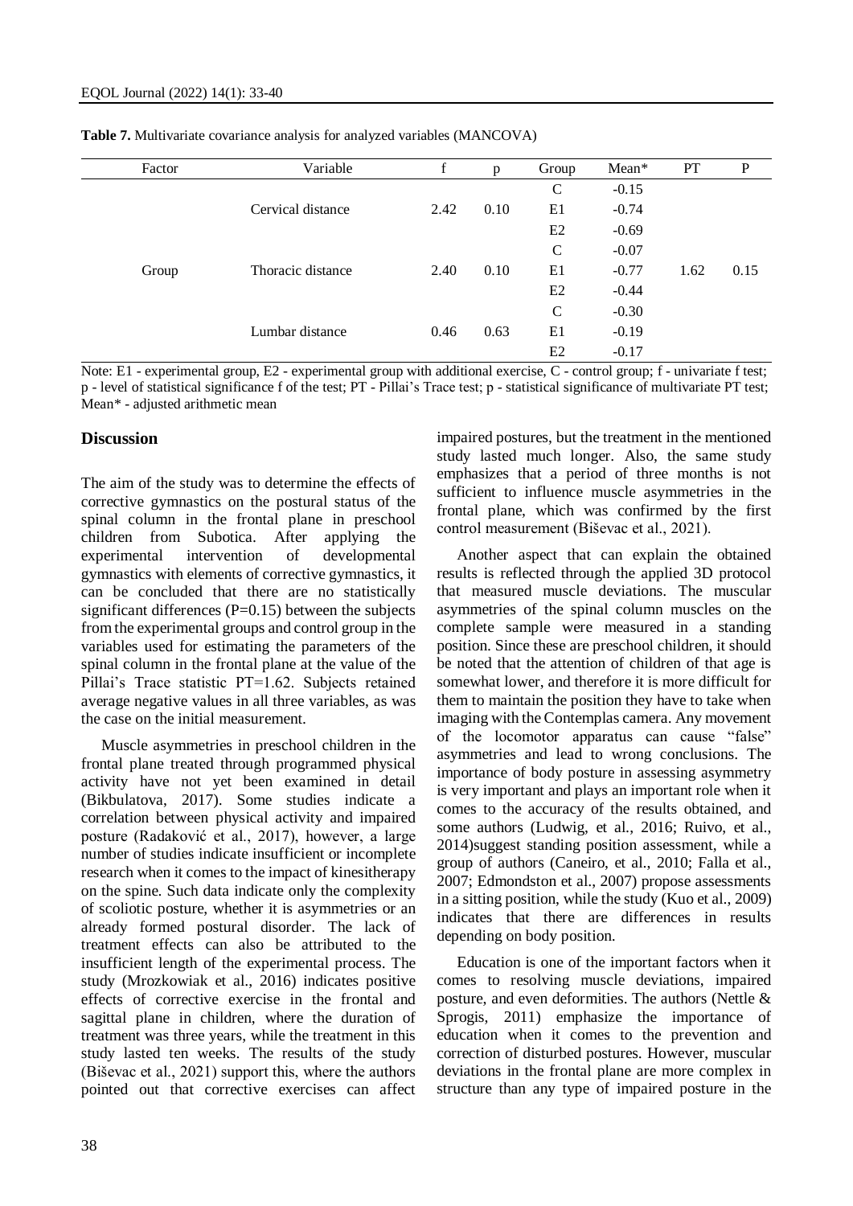**Table 7.** Multivariate covariance analysis for analyzed variables (MANCOVA)

| Factor | Variable | f | p | Group | Mean* | PT | P |
|---|---|---|---|---|---|---|---|
| Group | Cervical distance | 2.42 | 0.10 | C | -0.15 | 1.62 | 0.15 |
| | | | | E1 | -0.74 | | |
| | | | | E2 | -0.69 | | |
| | Thoracic distance | 2.40 | 0.10 | C | -0.07 | | |
| | | | | E1 | -0.77 | | |
| | | | | E2 | -0.44 | | |
| | Lumbar distance | 0.46 | 0.63 | C | -0.30 | | |
| | | | | E1 | -0.19 | | |
| | | | | E2 | -0.17 | | |

Note: E1 - experimental group, E2 - experimental group with additional exercise, C - control group; f - univariate f test; p - level of statistical significance f of the test; PT - Pillai's Trace test; p - statistical significance of multivariate PT test; Mean* - adjusted arithmetic mean

## Discussion

The aim of the study was to determine the effects of corrective gymnastics on the postural status of the spinal column in the frontal plane in preschool children from Subotica. After applying the experimental intervention of developmental gymnastics with elements of corrective gymnastics, it can be concluded that there are no statistically significant differences (P=0.15) between the subjects from the experimental groups and control group in the variables used for estimating the parameters of the spinal column in the frontal plane at the value of the Pillai's Trace statistic PT=1.62. Subjects retained average negative values in all three variables, as was the case on the initial measurement.

Muscle asymmetries in preschool children in the frontal plane treated through programmed physical activity have not yet been examined in detail (Bikbulatova, 2017). Some studies indicate a correlation between physical activity and impaired posture (Radaković et al., 2017), however, a large number of studies indicate insufficient or incomplete research when it comes to the impact of kinesitherapy on the spine. Such data indicate only the complexity of scoliotic posture, whether it is asymmetries or an already formed postural disorder. The lack of treatment effects can also be attributed to the insufficient length of the experimental process. The study (Mrozkowiak et al., 2016) indicates positive effects of corrective exercise in the frontal and sagittal plane in children, where the duration of treatment was three years, while the treatment in this study lasted ten weeks. The results of the study (Biševac et al., 2021) support this, where the authors pointed out that corrective exercises can affect impaired postures, but the treatment in the mentioned study lasted much longer. Also, the same study emphasizes that a period of three months is not sufficient to influence muscle asymmetries in the frontal plane, which was confirmed by the first control measurement (Biševac et al., 2021).

Another aspect that can explain the obtained results is reflected through the applied 3D protocol that measured muscle deviations. The muscular asymmetries of the spinal column muscles on the complete sample were measured in a standing position. Since these are preschool children, it should be noted that the attention of children of that age is somewhat lower, and therefore it is more difficult for them to maintain the position they have to take when imaging with the Contemplas camera. Any movement of the locomotor apparatus can cause "false" asymmetries and lead to wrong conclusions. The importance of body posture in assessing asymmetry is very important and plays an important role when it comes to the accuracy of the results obtained, and some authors (Ludwig, et al., 2016; Ruivo, et al., 2014)suggest standing position assessment, while a group of authors (Caneiro, et al., 2010; Falla et al., 2007; Edmondston et al., 2007) propose assessments in a sitting position, while the study (Kuo et al., 2009) indicates that there are differences in results depending on body position.

Education is one of the important factors when it comes to resolving muscle deviations, impaired posture, and even deformities. The authors (Nettle & Sprogis, 2011) emphasize the importance of education when it comes to the prevention and correction of disturbed postures. However, muscular deviations in the frontal plane are more complex in structure than any type of impaired posture in the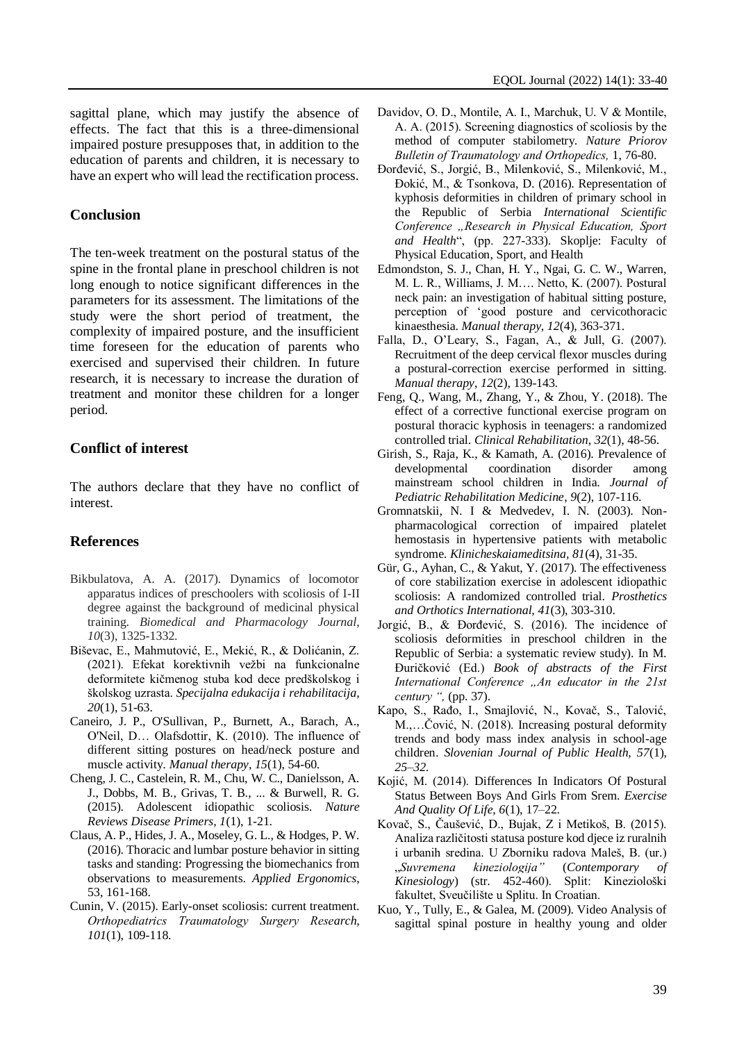sagittal plane, which may justify the absence of effects. The fact that this is a three-dimensional impaired posture presupposes that, in addition to the education of parents and children, it is necessary to have an expert who will lead the rectification process.

## Conclusion

The ten-week treatment on the postural status of the spine in the frontal plane in preschool children is not long enough to notice significant differences in the parameters for its assessment. The limitations of the study were the short period of treatment, the complexity of impaired posture, and the insufficient time foreseen for the education of parents who exercised and supervised their children. In future research, it is necessary to increase the duration of treatment and monitor these children for a longer period.

## Conflict of interest

The authors declare that they have no conflict of interest.

## References

Bikbulatova, A. A. (2017). Dynamics of locomotor apparatus indices of preschoolers with scoliosis of I-II degree against the background of medicinal physical training. *Biomedical and Pharmacology Journal*, *10*(3), 1325-1332.

Biševac, E., Mahmutović, E., Mekić, R., & Dolićanin, Z. (2021). Efekat korektivnih vežbi na funkcionalne deformitete kičmenog stuba kod dece predškolskog i školskog uzrasta. *Specijalna edukacija i rehabilitacija*, *20*(1), 51-63.

Caneiro, J. P., O'Sullivan, P., Burnett, A., Barach, A., O'Neil, D… Olafsdottir, K. (2010). The influence of different sitting postures on head/neck posture and muscle activity. *Manual therapy*, *15*(1), 54-60.

Cheng, J. C., Castelein, R. M., Chu, W. C., Danielsson, A. J., Dobbs, M. B., Grivas, T. B., ... & Burwell, R. G. (2015). Adolescent idiopathic scoliosis. *Nature Reviews Disease Primers, 1*(1), 1-21.

Claus, A. P., Hides, J. A., Moseley, G. L., & Hodges, P. W. (2016). Thoracic and lumbar posture behavior in sitting tasks and standing: Progressing the biomechanics from observations to measurements. *Applied Ergonomics*, 53, 161-168.

Cunin, V. (2015). Early-onset scoliosis: current treatment. *Orthopediatrics Traumatology Surgery Research*, *101*(1), 109-118.

Davidov, O. D., Montile, A. I., Marchuk, U. V & Montile, A. A. (2015). Screening diagnostics of scoliosis by the method of computer stabilometry. *Nature Priorov Bulletin of Traumatology and Orthopedics,* 1, 76-80.

Đorđević, S., Jorgić, B., Milenković, S., Milenković, M., Đokić, M., & Tsonkova, D. (2016). Representation of kyphosis deformities in children of primary school in the Republic of Serbia *International Scientific Conference „Research in Physical Education, Sport and Health*", (pp. 227-333). Skoplje: Faculty of Physical Education, Sport, and Health

Edmondston, S. J., Chan, H. Y., Ngai, G. C. W., Warren, M. L. R., Williams, J. M…. Netto, K. (2007). Postural neck pain: an investigation of habitual sitting posture, perception of 'good posture and cervicothoracic kinaesthesia. *Manual therapy*, *12*(4), 363-371.

Falla, D., O'Leary, S., Fagan, A., & Jull, G. (2007). Recruitment of the deep cervical flexor muscles during a postural-correction exercise performed in sitting. *Manual therapy*, *12*(2), 139-143.

Feng, Q., Wang, M., Zhang, Y., & Zhou, Y. (2018). The effect of a corrective functional exercise program on postural thoracic kyphosis in teenagers: a randomized controlled trial. *Clinical Rehabilitation*, *32*(1), 48-56.

Girish, S., Raja, K., & Kamath, A. (2016). Prevalence of developmental coordination disorder among mainstream school children in India. *Journal of Pediatric Rehabilitation Medicine*, *9*(2), 107-116.

Gromnatskii, N. I & Medvedev, I. N. (2003). Non-pharmacological correction of impaired platelet hemostasis in hypertensive patients with metabolic syndrome. *Klinicheskaiameditsina*, *81*(4), 31-35.

Gür, G., Ayhan, C., & Yakut, Y. (2017). The effectiveness of core stabilization exercise in adolescent idiopathic scoliosis: A randomized controlled trial. *Prosthetics and Orthotics International*, *41*(3), 303-310.

Jorgić, B., & Đorđević, S. (2016). The incidence of scoliosis deformities in preschool children in the Republic of Serbia: a systematic review study). In M. Đuričković (Ed.) *Book of abstracts of the First International Conference „An educator in the 21st century ",* (pp. 37).

Kapo, S., Rađo, I., Smajlović, N., Kovač, S., Talović, M.,…Čović, N. (2018). Increasing postural deformity trends and body mass index analysis in school-age children. *Slovenian Journal of Public Health, 57*(1), *25–32*.

Kojić, M. (2014). Differences In Indicators Of Postural Status Between Boys And Girls From Srem. *Exercise And Quality Of Life*, *6*(1), 17–22.

Kovač, S., Čaušević, D., Bujak, Z i Metikoš, B. (2015). Analiza različitosti statusa posture kod djece iz ruralnih i urbanih sredina. U Zborniku radova Maleš, B. (ur.) „*Suvremena kineziologija"* (*Contemporary of Kinesiology*) (str. 452-460). Split: Kineziološki fakultet, Sveučilište u Splitu. In Croatian.

Kuo, Y., Tully, E., & Galea, M. (2009). Video Analysis of sagittal spinal posture in healthy young and older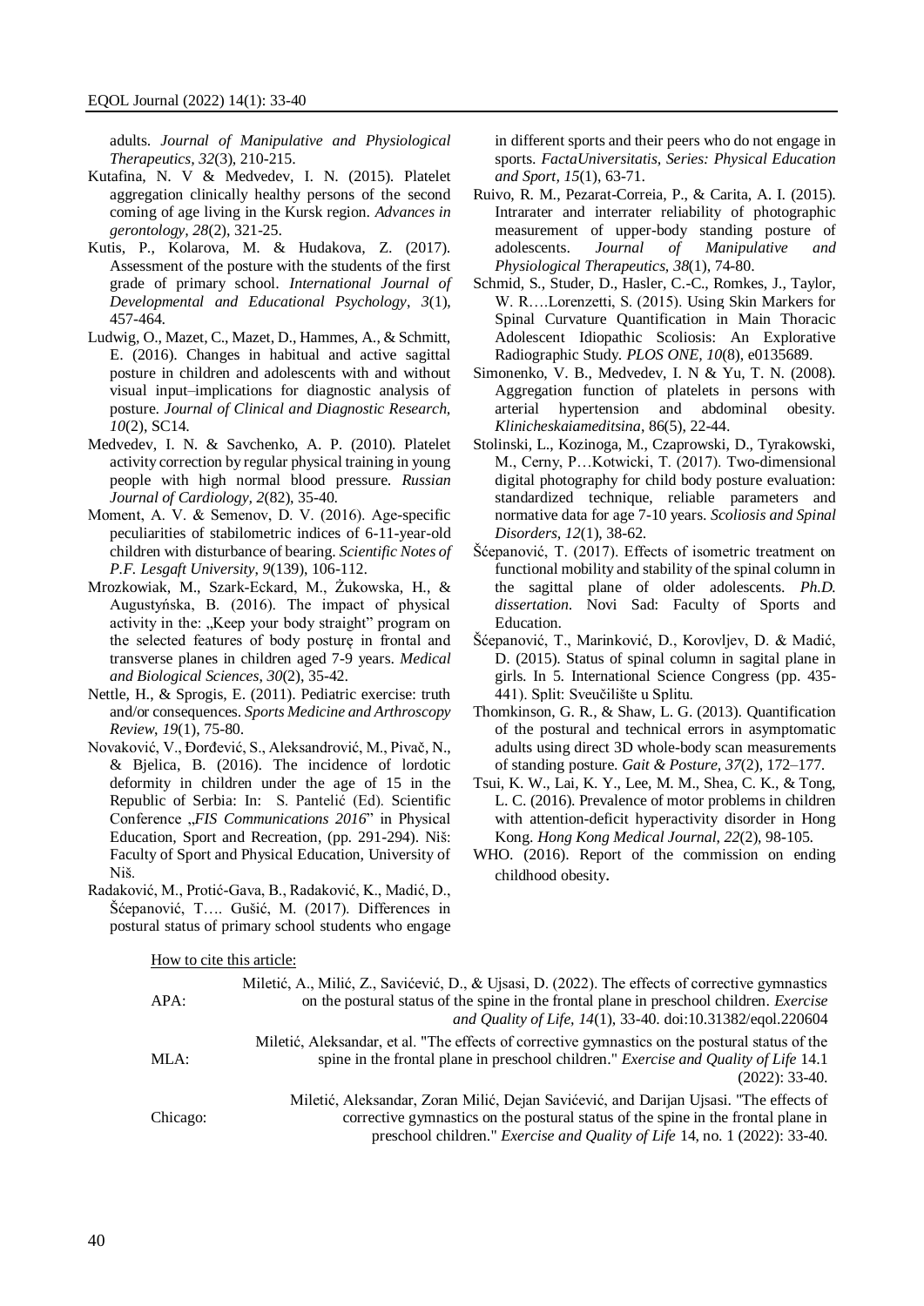adults. *Journal of Manipulative and Physiological Therapeutics, 32*(3), 210-215.

Kutafina, N. V & Medvedev, I. N. (2015). Platelet aggregation clinically healthy persons of the second coming of age living in the Kursk region. *Advances in gerontology, 28*(2), 321-25.

Kutis, P., Kolarova, M. & Hudakova, Z. (2017). Assessment of the posture with the students of the first grade of primary school. *International Journal of Developmental and Educational Psychology, 3*(1), 457-464.

Ludwig, O., Mazet, C., Mazet, D., Hammes, A., & Schmitt, E. (2016). Changes in habitual and active sagittal posture in children and adolescents with and without visual input–implications for diagnostic analysis of posture. *Journal of Clinical and Diagnostic Research, 10*(2), SC14.

Medvedev, I. N. & Savchenko, A. P. (2010). Platelet activity correction by regular physical training in young people with high normal blood pressure. *Russian Journal of Cardiology, 2*(82), 35-40.

Moment, A. V. & Semenov, D. V. (2016). Age-specific peculiarities of stabilometric indices of 6-11-year-old children with disturbance of bearing. *Scientific Notes of P.F. Lesgaft University, 9*(139), 106-112.

Mrozkowiak, M., Szark-Eckard, M., Żukowska, H., & Augustyńska, B. (2016). The impact of physical activity in the: „Keep your body straight" program on the selected features of body posturę in frontal and transverse planes in children aged 7-9 years. *Medical and Biological Sciences, 30*(2), 35-42.

Nettle, H., & Sprogis, E. (2011). Pediatric exercise: truth and/or consequences. *Sports Medicine and Arthroscopy Review, 19*(1), 75-80.

Novaković, V., Đorđević, S., Aleksandrović, M., Pivač, N., & Bjelica, B. (2016). The incidence of lordotic deformity in children under the age of 15 in the Republic of Serbia: In: S. Pantelić (Ed). Scientific Conference „*FIS Communications 2016*" in Physical Education, Sport and Recreation, (pp. 291-294). Niš: Faculty of Sport and Physical Education, University of Niš.

Radaković, M., Protić-Gava, B., Radaković, K., Madić, D., Šćepanović, T…. Gušić, M. (2017). Differences in postural status of primary school students who engage in different sports and their peers who do not engage in sports. *FactaUniversitatis, Series: Physical Education and Sport, 15*(1), 63-71.

Ruivo, R. M., Pezarat-Correia, P., & Carita, A. I. (2015). Intrarater and interrater reliability of photographic measurement of upper-body standing posture of adolescents. *Journal of Manipulative and Physiological Therapeutics, 38*(1), 74-80.

Schmid, S., Studer, D., Hasler, C.-C., Romkes, J., Taylor, W. R….Lorenzetti, S. (2015). Using Skin Markers for Spinal Curvature Quantification in Main Thoracic Adolescent Idiopathic Scoliosis: An Explorative Radiographic Study. *PLOS ONE, 10*(8), e0135689.

Simonenko, V. B., Medvedev, I. N & Yu, T. N. (2008). Aggregation function of platelets in persons with arterial hypertension and abdominal obesity. *Klinicheskaiameditsina*, 86(5), 22-44.

Stolinski, L., Kozinoga, M., Czaprowski, D., Tyrakowski, M., Cerny, P…Kotwicki, T. (2017). Two-dimensional digital photography for child body posture evaluation: standardized technique, reliable parameters and normative data for age 7-10 years. *Scoliosis and Spinal Disorders, 12*(1), 38-62.

Šćepanović, T. (2017). Effects of isometric treatment on functional mobility and stability of the spinal column in the sagittal plane of older adolescents. *Ph.D. dissertation*. Novi Sad: Faculty of Sports and Education.

Šćepanović, T., Marinković, D., Korovljev, D. & Madić, D. (2015). Status of spinal column in sagital plane in girls. In 5. International Science Congress (pp. 435-441). Split: Sveučilište u Splitu.

Thomkinson, G. R., & Shaw, L. G. (2013). Quantification of the postural and technical errors in asymptomatic adults using direct 3D whole-body scan measurements of standing posture. *Gait & Posture, 37*(2), 172–177.

Tsui, K. W., Lai, K. Y., Lee, M. M., Shea, C. K., & Tong, L. C. (2016). Prevalence of motor problems in children with attention-deficit hyperactivity disorder in Hong Kong. *Hong Kong Medical Journal, 22*(2), 98-105.

WHO. (2016). Report of the commission on ending childhood obesity.

How to cite this article:

| | |
|---|---|
| APA: | Miletić, A., Milić, Z., Savićević, D., & Ujsasi, D. (2022). The effects of corrective gymnastics on the postural status of the spine in the frontal plane in preschool children. *Exercise and Quality of Life, 14*(1), 33-40. doi:10.31382/eqol.220604 |
| MLA: | Miletić, Aleksandar, et al. "The effects of corrective gymnastics on the postural status of the spine in the frontal plane in preschool children." *Exercise and Quality of Life* 14.1 (2022): 33-40. |
| Chicago: | Miletić, Aleksandar, Zoran Milić, Dejan Savićević, and Darijan Ujsasi. "The effects of corrective gymnastics on the postural status of the spine in the frontal plane in preschool children." *Exercise and Quality of Life* 14, no. 1 (2022): 33-40. |